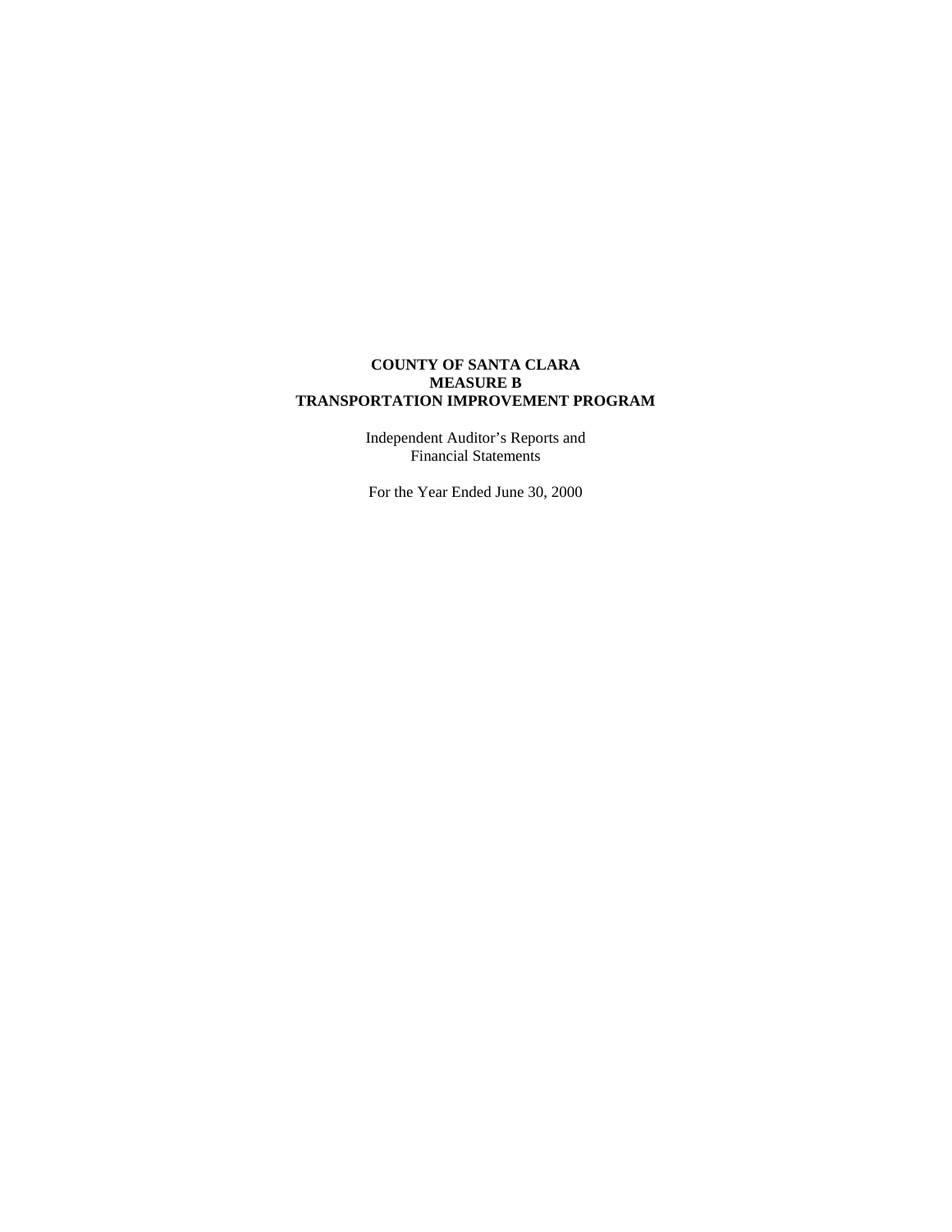# COUNTY OF SANTA CLARA
# MEASURE B
# TRANSPORTATION IMPROVEMENT PROGRAM

Independent Auditor's Reports and
Financial Statements

For the Year Ended June 30, 2000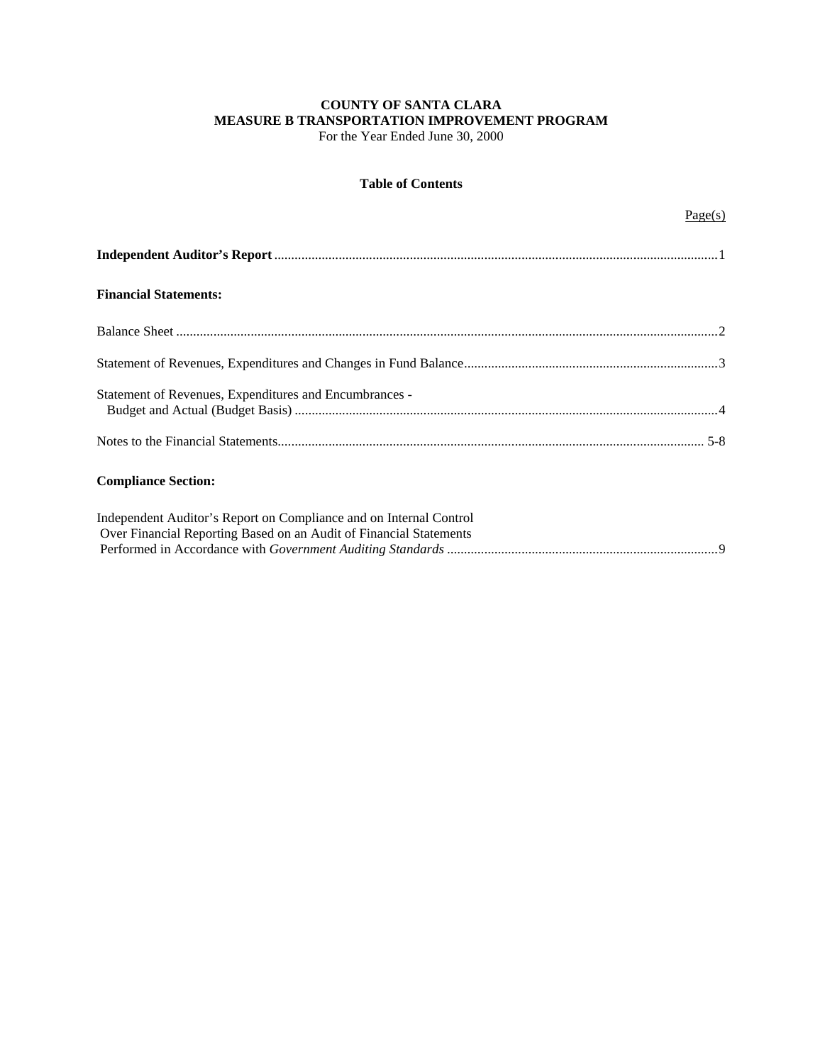**COUNTY OF SANTA CLARA**
**MEASURE B TRANSPORTATION IMPROVEMENT PROGRAM**
For the Year Ended June 30, 2000

**Table of Contents**

| | Page(s) |
|---|---|
| **Independent Auditor's Report** | 1 |
| **Financial Statements:** | |
| Balance Sheet | 2 |
| Statement of Revenues, Expenditures and Changes in Fund Balance | 3 |
| Statement of Revenues, Expenditures and Encumbrances - Budget and Actual (Budget Basis) | 4 |
| Notes to the Financial Statements | 5-8 |
| **Compliance Section:** | |
| Independent Auditor's Report on Compliance and on Internal Control Over Financial Reporting Based on an Audit of Financial Statements Performed in Accordance with *Government Auditing Standards* | 9 |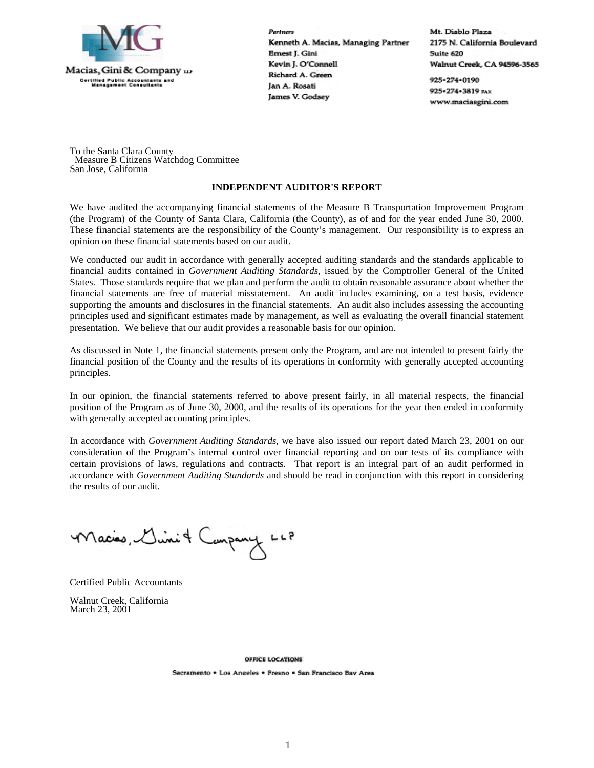Macias, Gini & Company LLP
Certified Public Accountants and Management Consultants

*Partners*
Kenneth A. Macias, Managing Partner
Ernest J. Gini
Kevin J. O'Connell
Richard A. Green
Jan A. Rosati
James V. Godsey

Mt. Diablo Plaza
2175 N. California Boulevard
Suite 620
Walnut Creek, CA 94596-3565

925•274•0190
925•274•3819 FAX
www.maciasgini.com

To the Santa Clara County
Measure B Citizens Watchdog Committee
San Jose, California

**INDEPENDENT AUDITOR'S REPORT**

We have audited the accompanying financial statements of the Measure B Transportation Improvement Program (the Program) of the County of Santa Clara, California (the County), as of and for the year ended June 30, 2000. These financial statements are the responsibility of the County's management. Our responsibility is to express an opinion on these financial statements based on our audit.

We conducted our audit in accordance with generally accepted auditing standards and the standards applicable to financial audits contained in *Government Auditing Standards*, issued by the Comptroller General of the United States. Those standards require that we plan and perform the audit to obtain reasonable assurance about whether the financial statements are free of material misstatement. An audit includes examining, on a test basis, evidence supporting the amounts and disclosures in the financial statements. An audit also includes assessing the accounting principles used and significant estimates made by management, as well as evaluating the overall financial statement presentation. We believe that our audit provides a reasonable basis for our opinion.

As discussed in Note 1, the financial statements present only the Program, and are not intended to present fairly the financial position of the County and the results of its operations in conformity with generally accepted accounting principles.

In our opinion, the financial statements referred to above present fairly, in all material respects, the financial position of the Program as of June 30, 2000, and the results of its operations for the year then ended in conformity with generally accepted accounting principles.

In accordance with *Government Auditing Standards*, we have also issued our report dated March 23, 2001 on our consideration of the Program's internal control over financial reporting and on our tests of its compliance with certain provisions of laws, regulations and contracts. That report is an integral part of an audit performed in accordance with *Government Auditing Standards* and should be read in conjunction with this report in considering the results of our audit.

Macias, Gini & Company LLP

Certified Public Accountants

Walnut Creek, California
March 23, 2001

OFFICE LOCATIONS

Sacramento • Los Angeles • Fresno • San Francisco Bay Area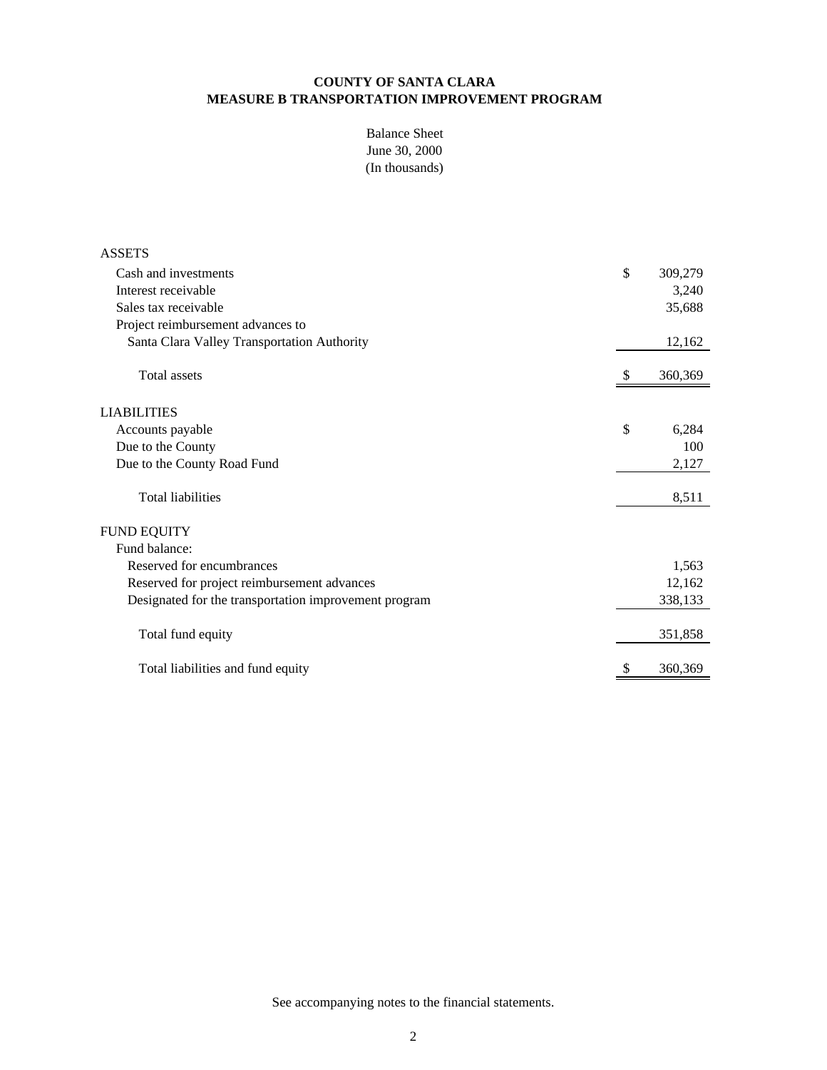**COUNTY OF SANTA CLARA**
**MEASURE B TRANSPORTATION IMPROVEMENT PROGRAM**

Balance Sheet
June 30, 2000
(In thousands)

| | | |
|---|---|---|
| ASSETS | | |
| Cash and investments | $ | 309,279 |
| Interest receivable | | 3,240 |
| Sales tax receivable | | 35,688 |
| Project reimbursement advances to Santa Clara Valley Transportation Authority | | 12,162 |
| Total assets | $ | 360,369 |
| LIABILITIES | | |
| Accounts payable | $ | 6,284 |
| Due to the County | | 100 |
| Due to the County Road Fund | | 2,127 |
| Total liabilities | | 8,511 |
| FUND EQUITY | | |
| Fund balance: | | |
| Reserved for encumbrances | | 1,563 |
| Reserved for project reimbursement advances | | 12,162 |
| Designated for the transportation improvement program | | 338,133 |
| Total fund equity | | 351,858 |
| Total liabilities and fund equity | $ | 360,369 |

See accompanying notes to the financial statements.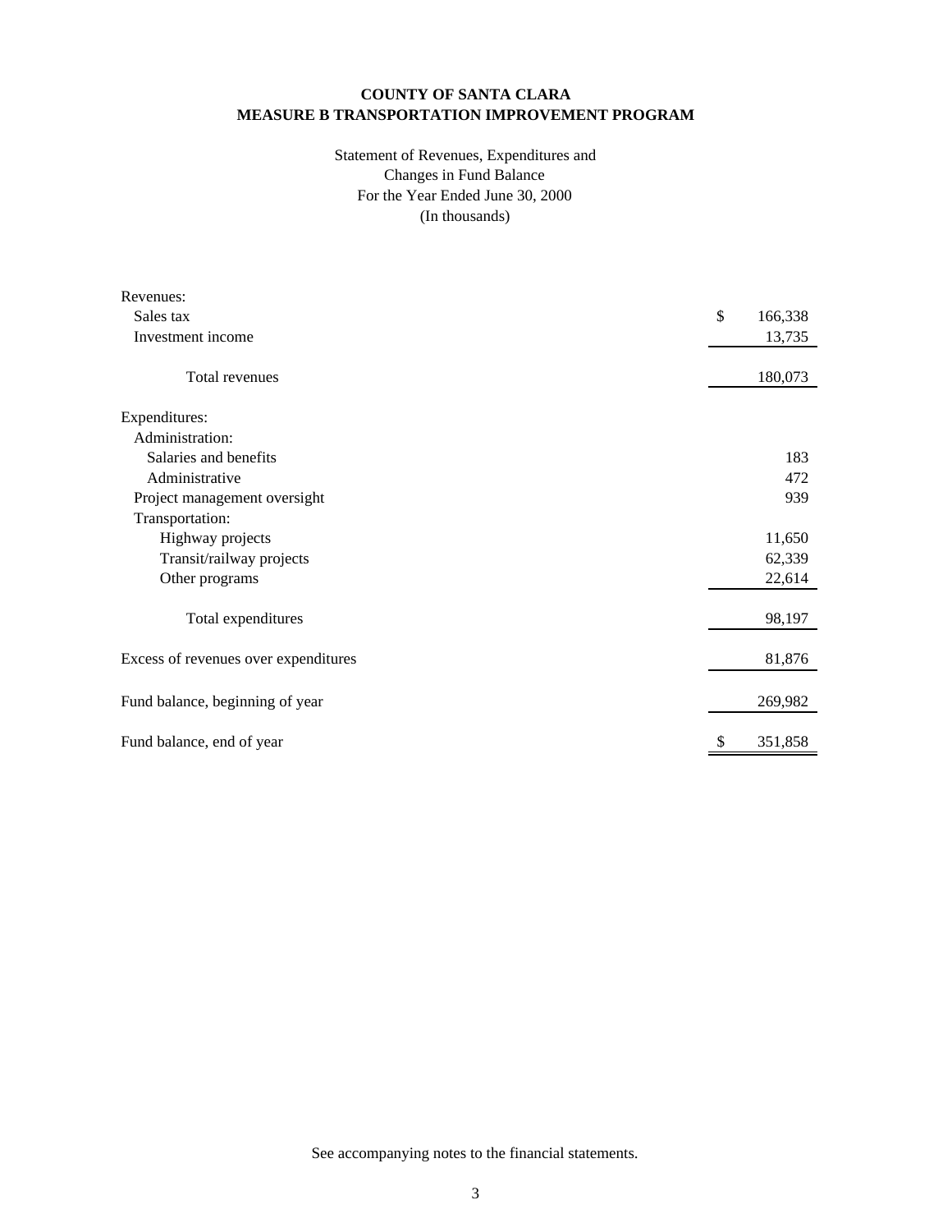**COUNTY OF SANTA CLARA**
**MEASURE B TRANSPORTATION IMPROVEMENT PROGRAM**

Statement of Revenues, Expenditures and
Changes in Fund Balance
For the Year Ended June 30, 2000
(In thousands)

| | |
|---|---|
| Revenues: | |
| Sales tax | $ 166,338 |
| Investment income | 13,735 |
| Total revenues | 180,073 |
| Expenditures: | |
| Administration: | |
| Salaries and benefits | 183 |
| Administrative | 472 |
| Project management oversight | 939 |
| Transportation: | |
| Highway projects | 11,650 |
| Transit/railway projects | 62,339 |
| Other programs | 22,614 |
| Total expenditures | 98,197 |
| Excess of revenues over expenditures | 81,876 |
| Fund balance, beginning of year | 269,982 |
| Fund balance, end of year | $ 351,858 |

See accompanying notes to the financial statements.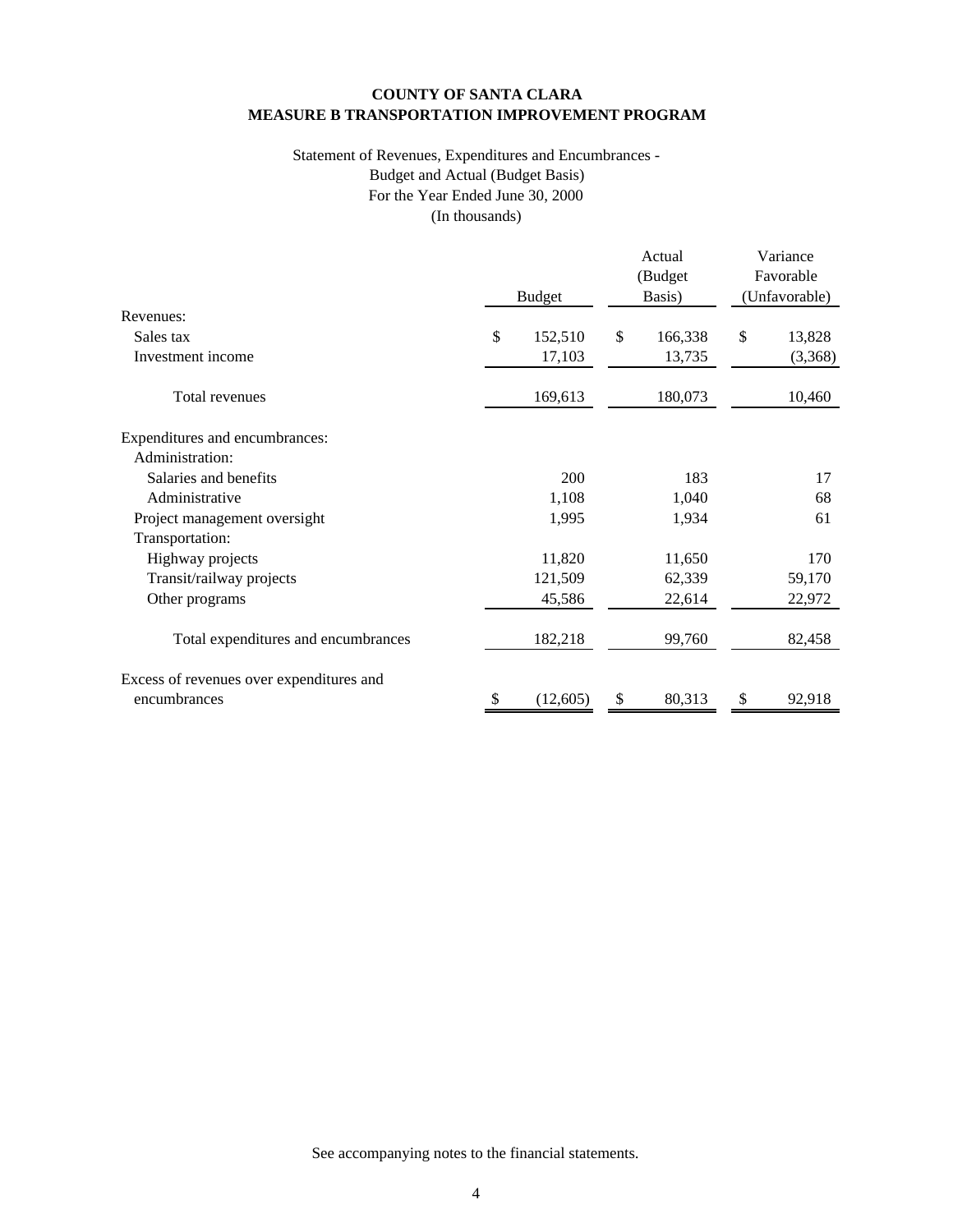**COUNTY OF SANTA CLARA**
**MEASURE B TRANSPORTATION IMPROVEMENT PROGRAM**

Statement of Revenues, Expenditures and Encumbrances -
Budget and Actual (Budget Basis)
For the Year Ended June 30, 2000
(In thousands)

| | Budget | Actual (Budget Basis) | Variance Favorable (Unfavorable) |
|---|---|---|---|
| Revenues: | | | |
| Sales tax | $ 152,510 | $ 166,338 | $ 13,828 |
| Investment income | 17,103 | 13,735 | (3,368) |
| Total revenues | 169,613 | 180,073 | 10,460 |
| Expenditures and encumbrances: | | | |
| Administration: | | | |
| Salaries and benefits | 200 | 183 | 17 |
| Administrative | 1,108 | 1,040 | 68 |
| Project management oversight | 1,995 | 1,934 | 61 |
| Transportation: | | | |
| Highway projects | 11,820 | 11,650 | 170 |
| Transit/railway projects | 121,509 | 62,339 | 59,170 |
| Other programs | 45,586 | 22,614 | 22,972 |
| Total expenditures and encumbrances | 182,218 | 99,760 | 82,458 |
| Excess of revenues over expenditures and encumbrances | $ (12,605) | $ 80,313 | $ 92,918 |

See accompanying notes to the financial statements.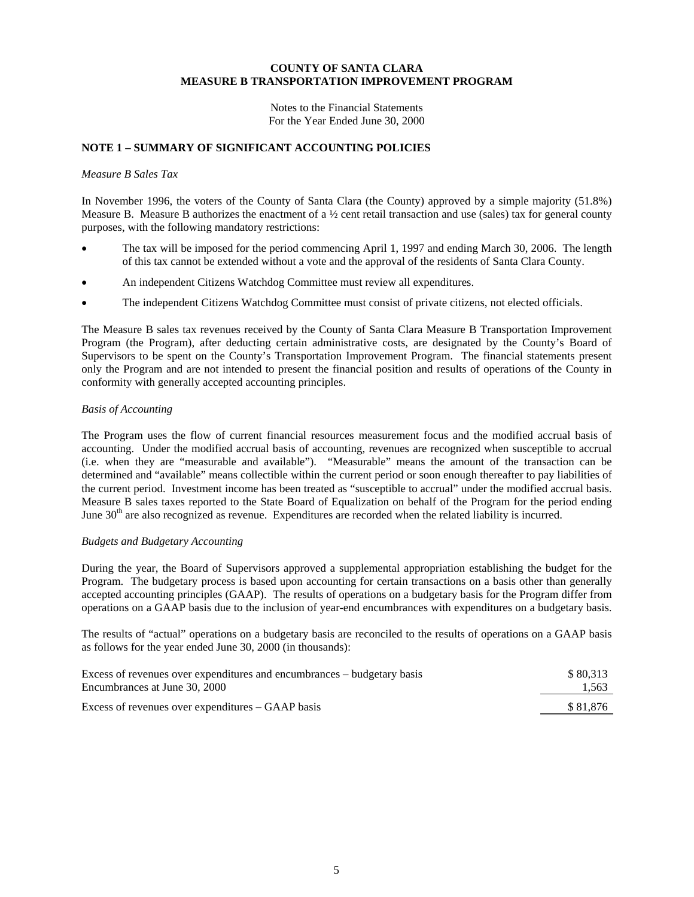# COUNTY OF SANTA CLARA
# MEASURE B TRANSPORTATION IMPROVEMENT PROGRAM

Notes to the Financial Statements
For the Year Ended June 30, 2000

## NOTE 1 – SUMMARY OF SIGNIFICANT ACCOUNTING POLICIES

*Measure B Sales Tax*

In November 1996, the voters of the County of Santa Clara (the County) approved by a simple majority (51.8%) Measure B. Measure B authorizes the enactment of a ½ cent retail transaction and use (sales) tax for general county purposes, with the following mandatory restrictions:

- The tax will be imposed for the period commencing April 1, 1997 and ending March 30, 2006. The length of this tax cannot be extended without a vote and the approval of the residents of Santa Clara County.
- An independent Citizens Watchdog Committee must review all expenditures.
- The independent Citizens Watchdog Committee must consist of private citizens, not elected officials.

The Measure B sales tax revenues received by the County of Santa Clara Measure B Transportation Improvement Program (the Program), after deducting certain administrative costs, are designated by the County's Board of Supervisors to be spent on the County's Transportation Improvement Program. The financial statements present only the Program and are not intended to present the financial position and results of operations of the County in conformity with generally accepted accounting principles.

*Basis of Accounting*

The Program uses the flow of current financial resources measurement focus and the modified accrual basis of accounting. Under the modified accrual basis of accounting, revenues are recognized when susceptible to accrual (i.e. when they are "measurable and available"). "Measurable" means the amount of the transaction can be determined and "available" means collectible within the current period or soon enough thereafter to pay liabilities of the current period. Investment income has been treated as "susceptible to accrual" under the modified accrual basis. Measure B sales taxes reported to the State Board of Equalization on behalf of the Program for the period ending June 30th are also recognized as revenue. Expenditures are recorded when the related liability is incurred.

*Budgets and Budgetary Accounting*

During the year, the Board of Supervisors approved a supplemental appropriation establishing the budget for the Program. The budgetary process is based upon accounting for certain transactions on a basis other than generally accepted accounting principles (GAAP). The results of operations on a budgetary basis for the Program differ from operations on a GAAP basis due to the inclusion of year-end encumbrances with expenditures on a budgetary basis.

The results of "actual" operations on a budgetary basis are reconciled to the results of operations on a GAAP basis as follows for the year ended June 30, 2000 (in thousands):

| | |
|---|---|
| Excess of revenues over expenditures and encumbrances – budgetary basis | $ 80,313 |
| Encumbrances at June 30, 2000 | 1,563 |
| Excess of revenues over expenditures – GAAP basis | $ 81,876 |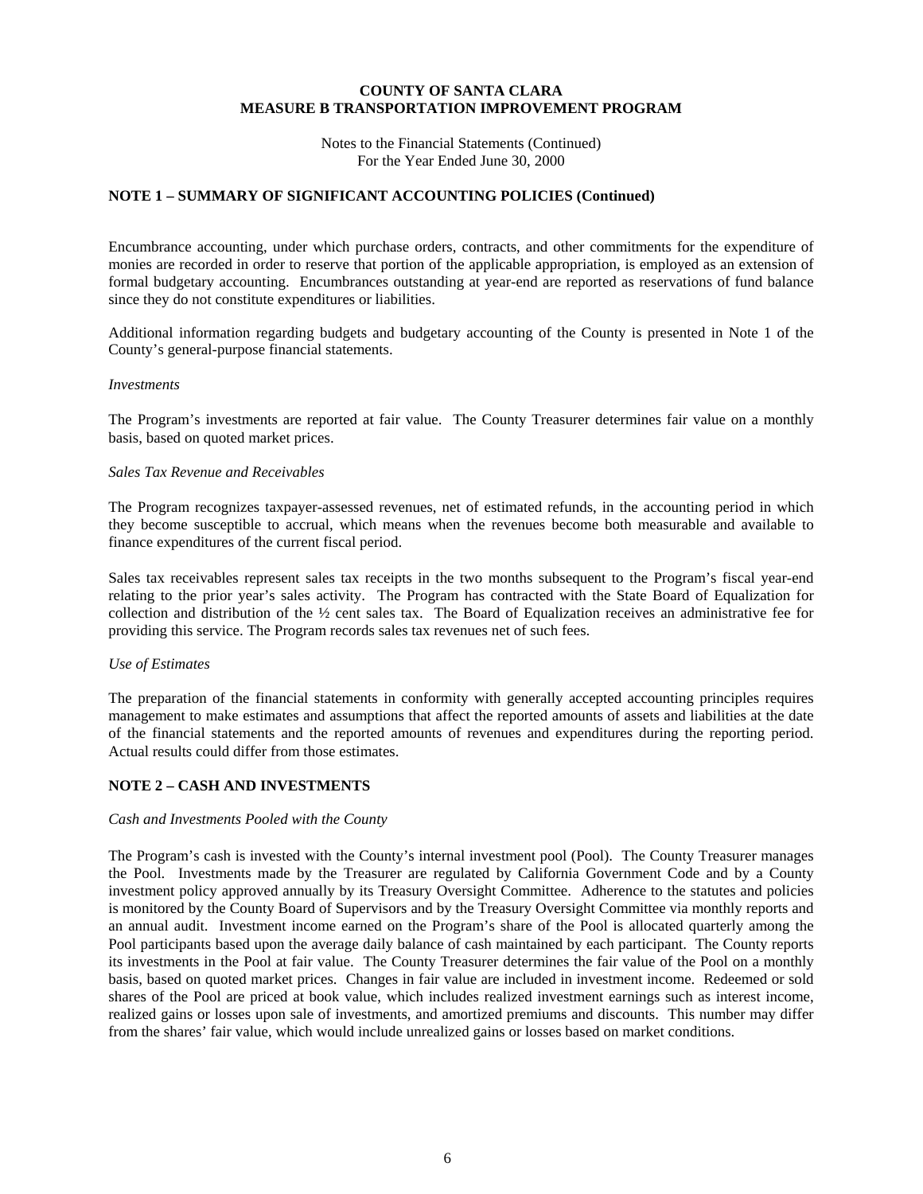**COUNTY OF SANTA CLARA**
**MEASURE B TRANSPORTATION IMPROVEMENT PROGRAM**

Notes to the Financial Statements (Continued)
For the Year Ended June 30, 2000

## NOTE 1 – SUMMARY OF SIGNIFICANT ACCOUNTING POLICIES (Continued)

Encumbrance accounting, under which purchase orders, contracts, and other commitments for the expenditure of monies are recorded in order to reserve that portion of the applicable appropriation, is employed as an extension of formal budgetary accounting. Encumbrances outstanding at year-end are reported as reservations of fund balance since they do not constitute expenditures or liabilities.

Additional information regarding budgets and budgetary accounting of the County is presented in Note 1 of the County's general-purpose financial statements.

*Investments*

The Program's investments are reported at fair value. The County Treasurer determines fair value on a monthly basis, based on quoted market prices.

*Sales Tax Revenue and Receivables*

The Program recognizes taxpayer-assessed revenues, net of estimated refunds, in the accounting period in which they become susceptible to accrual, which means when the revenues become both measurable and available to finance expenditures of the current fiscal period.

Sales tax receivables represent sales tax receipts in the two months subsequent to the Program's fiscal year-end relating to the prior year's sales activity. The Program has contracted with the State Board of Equalization for collection and distribution of the ½ cent sales tax. The Board of Equalization receives an administrative fee for providing this service. The Program records sales tax revenues net of such fees.

*Use of Estimates*

The preparation of the financial statements in conformity with generally accepted accounting principles requires management to make estimates and assumptions that affect the reported amounts of assets and liabilities at the date of the financial statements and the reported amounts of revenues and expenditures during the reporting period. Actual results could differ from those estimates.

## NOTE 2 – CASH AND INVESTMENTS

*Cash and Investments Pooled with the County*

The Program's cash is invested with the County's internal investment pool (Pool). The County Treasurer manages the Pool. Investments made by the Treasurer are regulated by California Government Code and by a County investment policy approved annually by its Treasury Oversight Committee. Adherence to the statutes and policies is monitored by the County Board of Supervisors and by the Treasury Oversight Committee via monthly reports and an annual audit. Investment income earned on the Program's share of the Pool is allocated quarterly among the Pool participants based upon the average daily balance of cash maintained by each participant. The County reports its investments in the Pool at fair value. The County Treasurer determines the fair value of the Pool on a monthly basis, based on quoted market prices. Changes in fair value are included in investment income. Redeemed or sold shares of the Pool are priced at book value, which includes realized investment earnings such as interest income, realized gains or losses upon sale of investments, and amortized premiums and discounts. This number may differ from the shares' fair value, which would include unrealized gains or losses based on market conditions.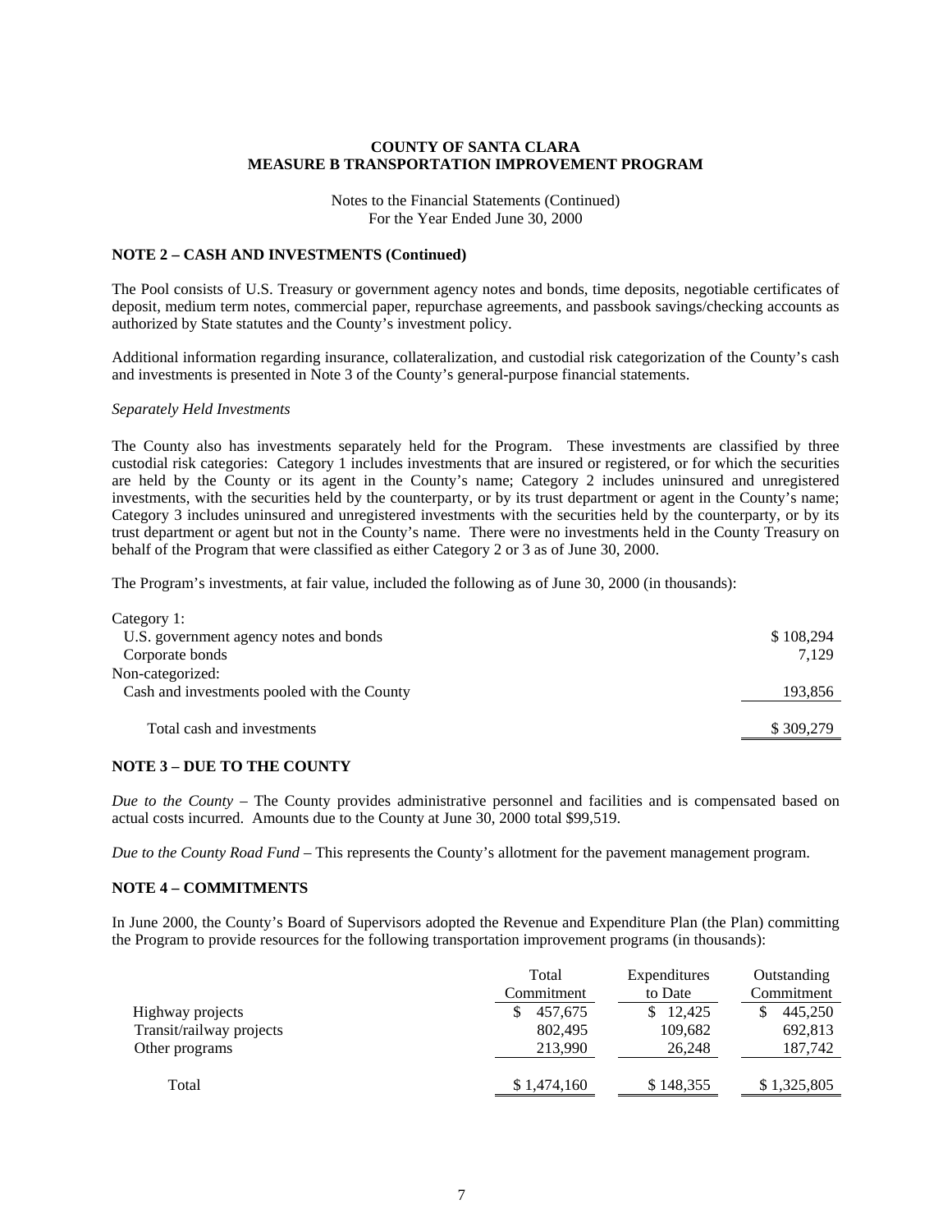**COUNTY OF SANTA CLARA**
**MEASURE B TRANSPORTATION IMPROVEMENT PROGRAM**

Notes to the Financial Statements (Continued)
For the Year Ended June 30, 2000

**NOTE 2 – CASH AND INVESTMENTS (Continued)**

The Pool consists of U.S. Treasury or government agency notes and bonds, time deposits, negotiable certificates of deposit, medium term notes, commercial paper, repurchase agreements, and passbook savings/checking accounts as authorized by State statutes and the County's investment policy.

Additional information regarding insurance, collateralization, and custodial risk categorization of the County's cash and investments is presented in Note 3 of the County's general-purpose financial statements.

*Separately Held Investments*

The County also has investments separately held for the Program. These investments are classified by three custodial risk categories: Category 1 includes investments that are insured or registered, or for which the securities are held by the County or its agent in the County's name; Category 2 includes uninsured and unregistered investments, with the securities held by the counterparty, or by its trust department or agent in the County's name; Category 3 includes uninsured and unregistered investments with the securities held by the counterparty, or by its trust department or agent but not in the County's name. There were no investments held in the County Treasury on behalf of the Program that were classified as either Category 2 or 3 as of June 30, 2000.

The Program's investments, at fair value, included the following as of June 30, 2000 (in thousands):

| | |
|---|---|
| Category 1: | |
| U.S. government agency notes and bonds | $ 108,294 |
| Corporate bonds | 7,129 |
| Non-categorized: | |
| Cash and investments pooled with the County | 193,856 |
| Total cash and investments | $ 309,279 |

**NOTE 3 – DUE TO THE COUNTY**

*Due to the County* – The County provides administrative personnel and facilities and is compensated based on actual costs incurred. Amounts due to the County at June 30, 2000 total $99,519.

*Due to the County Road Fund* – This represents the County's allotment for the pavement management program.

**NOTE 4 – COMMITMENTS**

In June 2000, the County's Board of Supervisors adopted the Revenue and Expenditure Plan (the Plan) committing the Program to provide resources for the following transportation improvement programs (in thousands):

| | Total Commitment | Expenditures to Date | Outstanding Commitment |
|---|---|---|---|
| Highway projects | $ 457,675 | $ 12,425 | $ 445,250 |
| Transit/railway projects | 802,495 | 109,682 | 692,813 |
| Other programs | 213,990 | 26,248 | 187,742 |
| Total | $ 1,474,160 | $ 148,355 | $ 1,325,805 |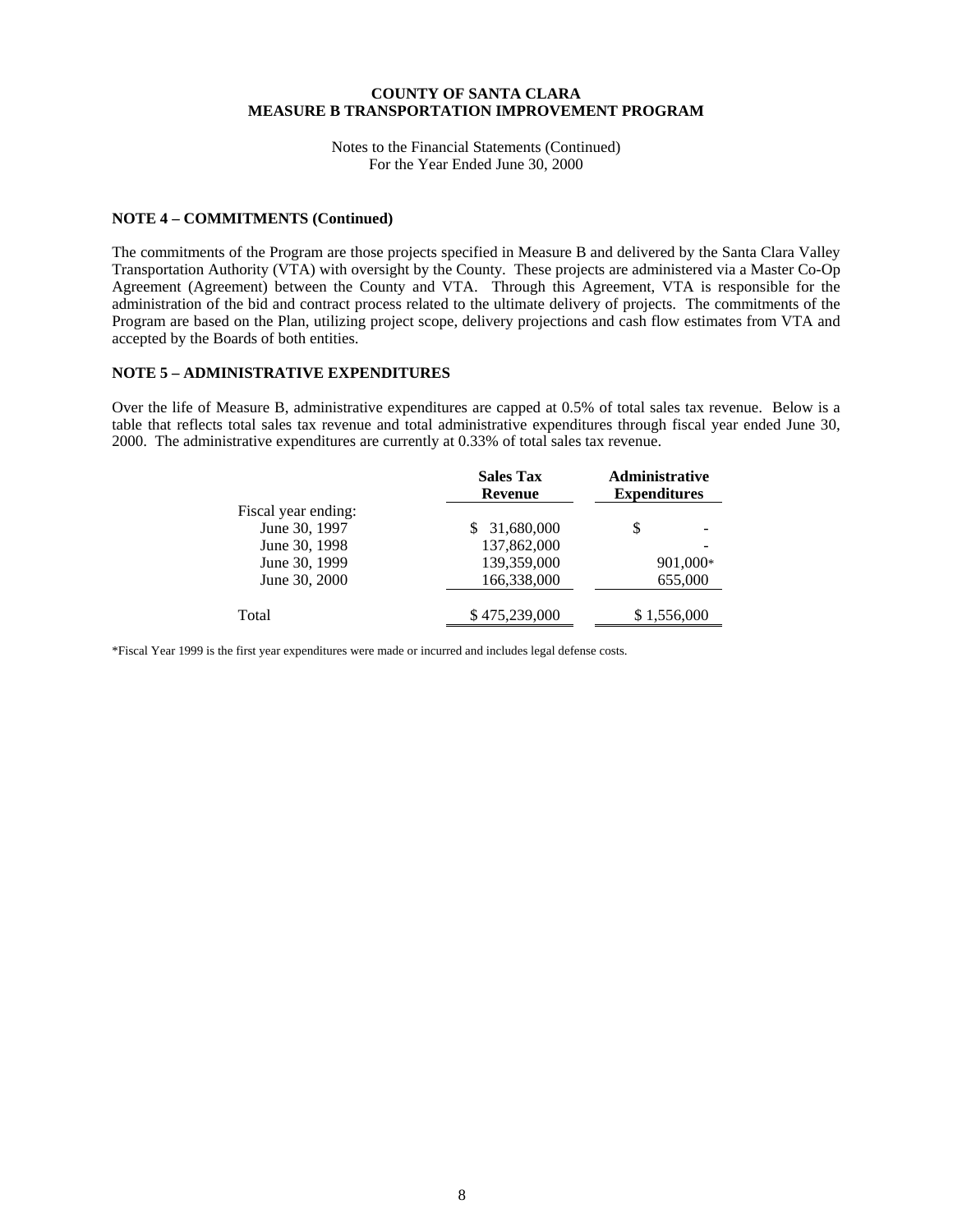**COUNTY OF SANTA CLARA**
**MEASURE B TRANSPORTATION IMPROVEMENT PROGRAM**

Notes to the Financial Statements (Continued)
For the Year Ended June 30, 2000

### NOTE 4 – COMMITMENTS (Continued)

The commitments of the Program are those projects specified in Measure B and delivered by the Santa Clara Valley Transportation Authority (VTA) with oversight by the County. These projects are administered via a Master Co-Op Agreement (Agreement) between the County and VTA. Through this Agreement, VTA is responsible for the administration of the bid and contract process related to the ultimate delivery of projects. The commitments of the Program are based on the Plan, utilizing project scope, delivery projections and cash flow estimates from VTA and accepted by the Boards of both entities.

### NOTE 5 – ADMINISTRATIVE EXPENDITURES

Over the life of Measure B, administrative expenditures are capped at 0.5% of total sales tax revenue. Below is a table that reflects total sales tax revenue and total administrative expenditures through fiscal year ended June 30, 2000. The administrative expenditures are currently at 0.33% of total sales tax revenue.

| | Sales Tax Revenue | Administrative Expenditures |
|---|---|---|
| Fiscal year ending: | | |
| June 30, 1997 | $ 31,680,000 | $ - |
| June 30, 1998 | 137,862,000 | - |
| June 30, 1999 | 139,359,000 | 901,000* |
| June 30, 2000 | 166,338,000 | 655,000 |
| Total | $ 475,239,000 | $ 1,556,000 |

*Fiscal Year 1999 is the first year expenditures were made or incurred and includes legal defense costs.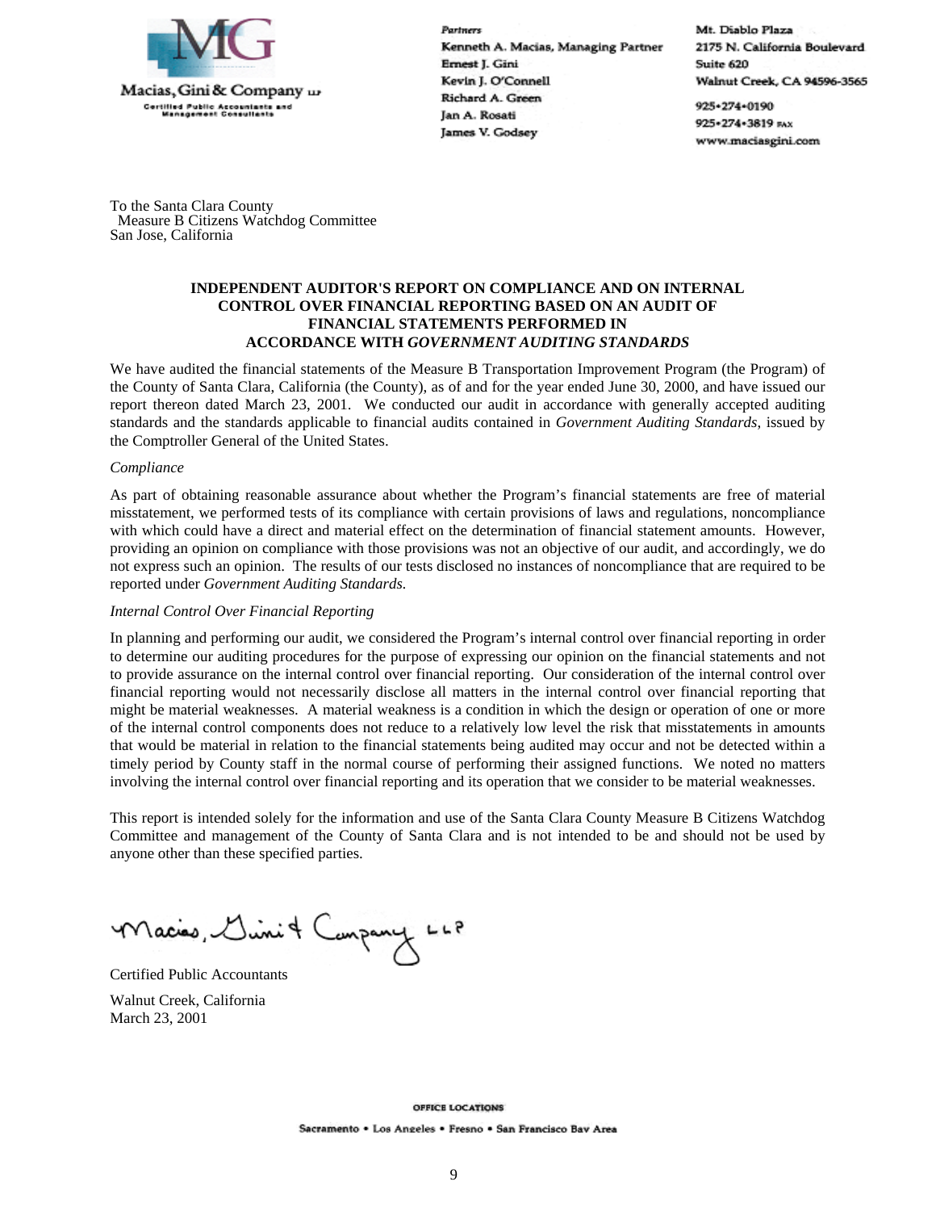Macias, Gini & Company LLP
Certified Public Accountants and Management Consultants

*Partners*
Kenneth A. Macias, Managing Partner
Ernest J. Gini
Kevin J. O'Connell
Richard A. Green
Jan A. Rosati
James V. Godsey

Mt. Diablo Plaza
2175 N. California Boulevard
Suite 620
Walnut Creek, CA 94596-3565

925•274•0190
925•274•3819 FAX
www.maciasgini.com

To the Santa Clara County
Measure B Citizens Watchdog Committee
San Jose, California

## INDEPENDENT AUDITOR'S REPORT ON COMPLIANCE AND ON INTERNAL CONTROL OVER FINANCIAL REPORTING BASED ON AN AUDIT OF FINANCIAL STATEMENTS PERFORMED IN ACCORDANCE WITH *GOVERNMENT AUDITING STANDARDS*

We have audited the financial statements of the Measure B Transportation Improvement Program (the Program) of the County of Santa Clara, California (the County), as of and for the year ended June 30, 2000, and have issued our report thereon dated March 23, 2001. We conducted our audit in accordance with generally accepted auditing standards and the standards applicable to financial audits contained in *Government Auditing Standards*, issued by the Comptroller General of the United States.

*Compliance*

As part of obtaining reasonable assurance about whether the Program's financial statements are free of material misstatement, we performed tests of its compliance with certain provisions of laws and regulations, noncompliance with which could have a direct and material effect on the determination of financial statement amounts. However, providing an opinion on compliance with those provisions was not an objective of our audit, and accordingly, we do not express such an opinion. The results of our tests disclosed no instances of noncompliance that are required to be reported under *Government Auditing Standards*.

*Internal Control Over Financial Reporting*

In planning and performing our audit, we considered the Program's internal control over financial reporting in order to determine our auditing procedures for the purpose of expressing our opinion on the financial statements and not to provide assurance on the internal control over financial reporting. Our consideration of the internal control over financial reporting would not necessarily disclose all matters in the internal control over financial reporting that might be material weaknesses. A material weakness is a condition in which the design or operation of one or more of the internal control components does not reduce to a relatively low level the risk that misstatements in amounts that would be material in relation to the financial statements being audited may occur and not be detected within a timely period by County staff in the normal course of performing their assigned functions. We noted no matters involving the internal control over financial reporting and its operation that we consider to be material weaknesses.

This report is intended solely for the information and use of the Santa Clara County Measure B Citizens Watchdog Committee and management of the County of Santa Clara and is not intended to be and should not be used by anyone other than these specified parties.

Macias, Gini & Company LLP

Certified Public Accountants

Walnut Creek, California
March 23, 2001

OFFICE LOCATIONS

Sacramento • Los Angeles • Fresno • San Francisco Bay Area